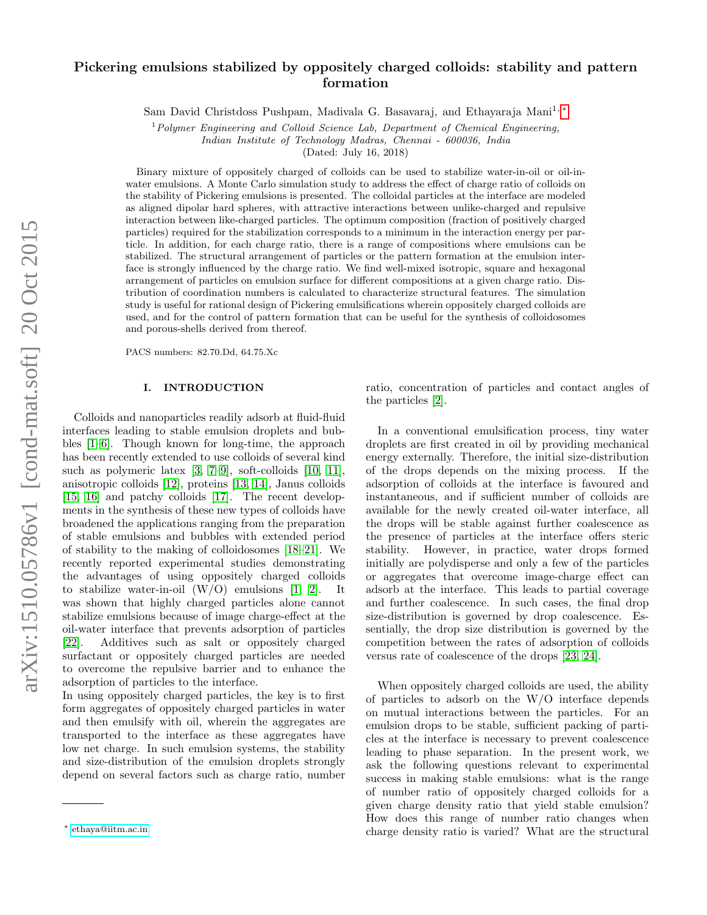# Pickering emulsions stabilized by oppositely charged colloids: stability and pattern formation

Sam David Christdoss Pushpam, Madivala G. Basavaraj, and Ethayaraja Mani[1,*]

[1] *Polymer Engineering and Colloid Science Lab, Department of Chemical Engineering, Indian Institute of Technology Madras, Chennai - 600036, India*

(Dated: July 16, 2018)

Binary mixture of oppositely charged of colloids can be used to stabilize water-in-oil or oil-in-water emulsions. A Monte Carlo simulation study to address the effect of charge ratio of colloids on the stability of Pickering emulsions is presented. The colloidal particles at the interface are modeled as aligned dipolar hard spheres, with attractive interactions between unlike-charged and repulsive interaction between like-charged particles. The optimum composition (fraction of positively charged particles) required for the stabilization corresponds to a minimum in the interaction energy per particle. In addition, for each charge ratio, there is a range of compositions where emulsions can be stabilized. The structural arrangement of particles or the pattern formation at the emulsion interface is strongly influenced by the charge ratio. We find well-mixed isotropic, square and hexagonal arrangement of particles on emulsion surface for different compositions at a given charge ratio. Distribution of coordination numbers is calculated to characterize structural features. The simulation study is useful for rational design of Pickering emulsifications wherein oppositely charged colloids are used, and for the control of pattern formation that can be useful for the synthesis of colloidosomes and porous-shells derived from thereof.

PACS numbers: 82.70.Dd, 64.75.Xc

## I. INTRODUCTION

Colloids and nanoparticles readily adsorb at fluid-fluid interfaces leading to stable emulsion droplets and bubbles [1–6]. Though known for long-time, the approach has been recently extended to use colloids of several kind such as polymeric latex [3, 7–9], soft-colloids [10, 11], anisotropic colloids [12], proteins [13, 14], Janus colloids [15, 16] and patchy colloids [17]. The recent developments in the synthesis of these new types of colloids have broadened the applications ranging from the preparation of stable emulsions and bubbles with extended period of stability to the making of colloidosomes [18–21]. We recently reported experimental studies demonstrating the advantages of using oppositely charged colloids to stabilize water-in-oil (W/O) emulsions [1, 2]. It was shown that highly charged particles alone cannot stabilize emulsions because of image charge-effect at the oil-water interface that prevents adsorption of particles [22]. Additives such as salt or oppositely charged surfactant or oppositely charged particles are needed to overcome the repulsive barrier and to enhance the adsorption of particles to the interface.

In using oppositely charged particles, the key is to first form aggregates of oppositely charged particles in water and then emulsify with oil, wherein the aggregates are transported to the interface as these aggregates have low net charge. In such emulsion systems, the stability and size-distribution of the emulsion droplets strongly depend on several factors such as charge ratio, number ratio, concentration of particles and contact angles of the particles [2].

In a conventional emulsification process, tiny water droplets are first created in oil by providing mechanical energy externally. Therefore, the initial size-distribution of the drops depends on the mixing process. If the adsorption of colloids at the interface is favoured and instantaneous, and if sufficient number of colloids are available for the newly created oil-water interface, all the drops will be stable against further coalescence as the presence of particles at the interface offers steric stability. However, in practice, water drops formed initially are polydisperse and only a few of the particles or aggregates that overcome image-charge effect can adsorb at the interface. This leads to partial coverage and further coalescence. In such cases, the final drop size-distribution is governed by drop coalescence. Essentially, the drop size distribution is governed by the competition between the rates of adsorption of colloids versus rate of coalescence of the drops [23, 24].

When oppositely charged colloids are used, the ability of particles to adsorb on the W/O interface depends on mutual interactions between the particles. For an emulsion drops to be stable, sufficient packing of particles at the interface is necessary to prevent coalescence leading to phase separation. In the present work, we ask the following questions relevant to experimental success in making stable emulsions: what is the range of number ratio of oppositely charged colloids for a given charge density ratio that yield stable emulsion? How does this range of number ratio changes when charge density ratio is varied? What are the structural

* ethaya@iitm.ac.in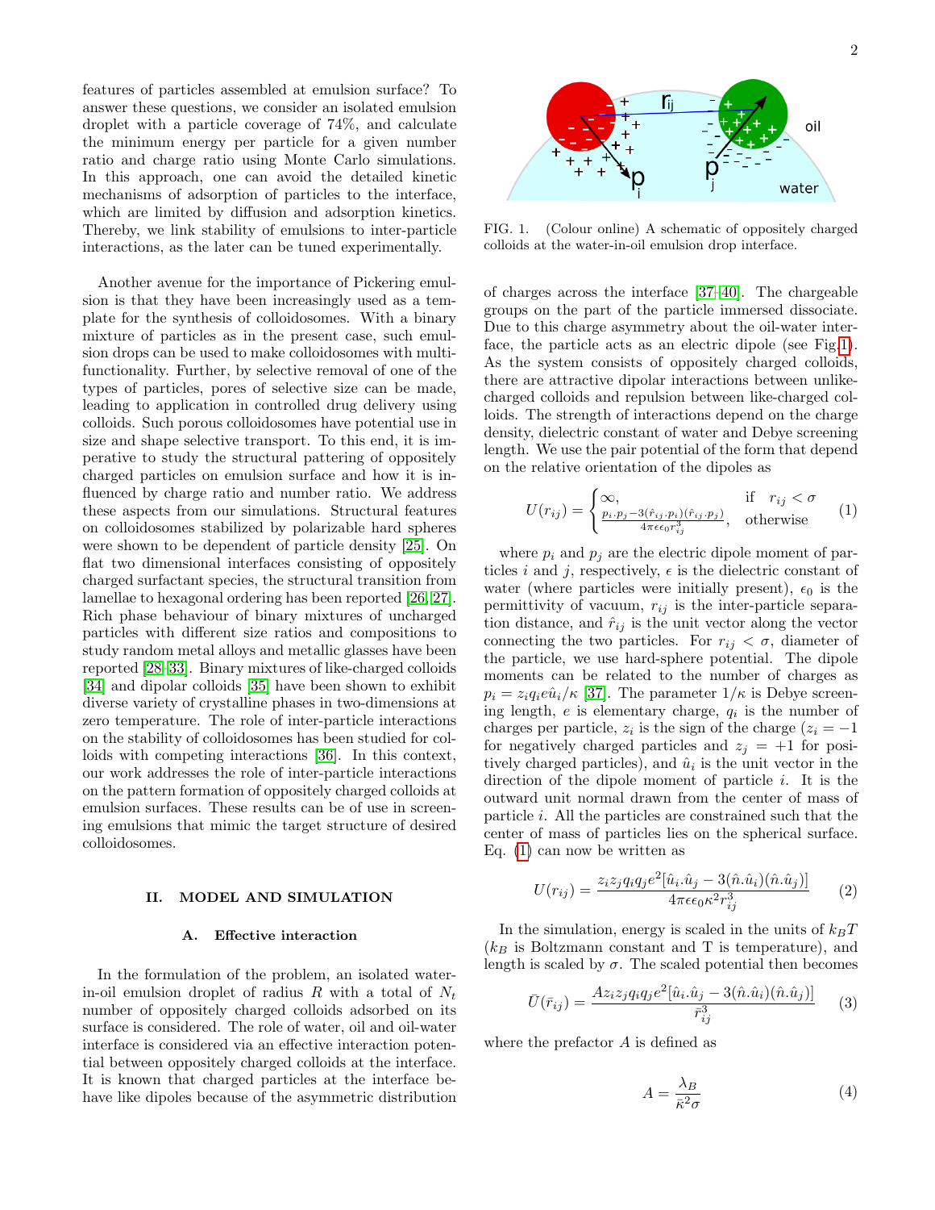features of particles assembled at emulsion surface? To answer these questions, we consider an isolated emulsion droplet with a particle coverage of 74%, and calculate the minimum energy per particle for a given number ratio and charge ratio using Monte Carlo simulations. In this approach, one can avoid the detailed kinetic mechanisms of adsorption of particles to the interface, which are limited by diffusion and adsorption kinetics. Thereby, we link stability of emulsions to inter-particle interactions, as the later can be tuned experimentally.

Another avenue for the importance of Pickering emulsion is that they have been increasingly used as a template for the synthesis of colloidosomes. With a binary mixture of particles as in the present case, such emulsion drops can be used to make colloidosomes with multi-functionality. Further, by selective removal of one of the types of particles, pores of selective size can be made, leading to application in controlled drug delivery using colloids. Such porous colloidosomes have potential use in size and shape selective transport. To this end, it is imperative to study the structural patterning of oppositely charged particles on emulsion surface and how it is influenced by charge ratio and number ratio. We address these aspects from our simulations. Structural features on colloidosomes stabilized by polarizable hard spheres were shown to be dependent of particle density [25]. On flat two dimensional interfaces consisting of oppositely charged surfactant species, the structural transition from lamellae to hexagonal ordering has been reported [26, 27]. Rich phase behaviour of binary mixtures of uncharged particles with different size ratios and compositions to study random metal alloys and metallic glasses have been reported [28–33]. Binary mixtures of like-charged colloids [34] and dipolar colloids [35] have been shown to exhibit diverse variety of crystalline phases in two-dimensions at zero temperature. The role of inter-particle interactions on the stability of colloidosomes has been studied for colloids with competing interactions [36]. In this context, our work addresses the role of inter-particle interactions on the pattern formation of oppositely charged colloids at emulsion surfaces. These results can be of use in screening emulsions that mimic the target structure of desired colloidosomes.

## II. MODEL AND SIMULATION

### A. Effective interaction

In the formulation of the problem, an isolated water-in-oil emulsion droplet of radius $R$ with a total of $N_t$ number of oppositely charged colloids adsorbed on its surface is considered. The role of water, oil and oil-water interface is considered via an effective interaction potential between oppositely charged colloids at the interface. It is known that charged particles at the interface behave like dipoles because of the asymmetric distribution of charges across the interface [37–40]. The chargeable groups on the part of the particle immersed dissociate. Due to this charge asymmetry about the oil-water interface, the particle acts as an electric dipole (see Fig.1). As the system consists of oppositely charged colloids, there are attractive dipolar interactions between unlike-charged colloids and repulsion between like-charged colloids. The strength of interactions depend on the charge density, dielectric constant of water and Debye screening length. We use the pair potential of the form that depend on the relative orientation of the dipoles as

FIG. 1. (Colour online) A schematic of oppositely charged colloids at the water-in-oil emulsion drop interface.

$$U(r_{ij}) = \begin{cases} \infty, & \text{if} \quad r_{ij} < \sigma \\ \frac{p_i.p_j - 3(\hat{r}_{ij}.p_i)(\hat{r}_{ij}.p_j)}{4\pi\epsilon\epsilon_0 r_{ij}^3}, & \text{otherwise} \end{cases} \tag{1}$$

where $p_i$ and $p_j$ are the electric dipole moment of particles $i$ and $j$, respectively, $\epsilon$ is the dielectric constant of water (where particles were initially present), $\epsilon_0$ is the permittivity of vacuum, $r_{ij}$ is the inter-particle separation distance, and $\hat{r}_{ij}$ is the unit vector along the vector connecting the two particles. For $r_{ij} < \sigma$, diameter of the particle, we use hard-sphere potential. The dipole moments can be related to the number of charges as $p_i = z_i q_i e \hat{u}_i/\kappa$ [37]. The parameter $1/\kappa$ is Debye screening length, $e$ is elementary charge, $q_i$ is the number of charges per particle, $z_i$ is the sign of the charge ($z_i = -1$ for negatively charged particles and $z_j = +1$ for positively charged particles), and $\hat{u}_i$ is the unit vector in the direction of the dipole moment of particle $i$. It is the outward unit normal drawn from the center of mass of particle $i$. All the particles are constrained such that the center of mass of particles lies on the spherical surface. Eq. (1) can now be written as

$$U(r_{ij}) = \frac{z_i z_j q_i q_j e^2[\hat{u}_i.\hat{u}_j - 3(\hat{n}.\hat{u}_i)(\hat{n}.\hat{u}_j)]}{4\pi\epsilon\epsilon_0\kappa^2 r_{ij}^3} \tag{2}$$

In the simulation, energy is scaled in the units of $k_BT$ ($k_B$ is Boltzmann constant and T is temperature), and length is scaled by $\sigma$. The scaled potential then becomes

$$\bar{U}(\bar{r}_{ij}) = \frac{A z_i z_j q_i q_j e^2[\hat{u}_i.\hat{u}_j - 3(\hat{n}.\hat{u}_i)(\hat{n}.\hat{u}_j)]}{\bar{r}_{ij}^3} \tag{3}$$

where the prefactor $A$ is defined as

$$A = \frac{\lambda_B}{\bar{\kappa}^2\sigma} \tag{4}$$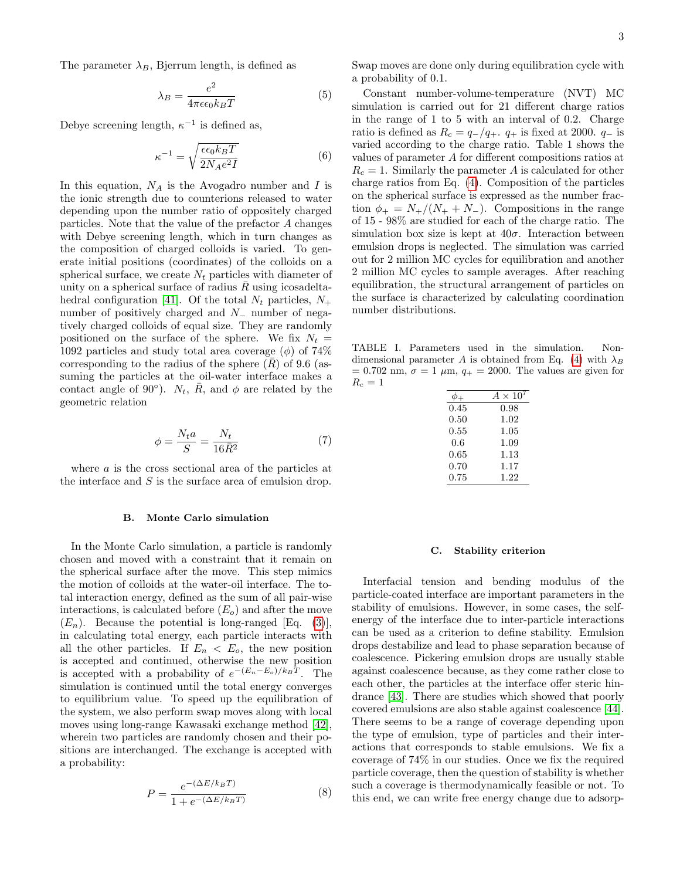The parameter $\lambda_B$, Bjerrum length, is defined as

$$\lambda_B = \frac{e^2}{4\pi\epsilon\epsilon_0 k_B T} \tag{5}$$

Debye screening length, $\kappa^{-1}$ is defined as,

$$\kappa^{-1} = \sqrt{\frac{\epsilon\epsilon_0 k_B T}{2N_A e^2 I}} \tag{6}$$

In this equation, $N_A$ is the Avogadro number and $I$ is the ionic strength due to counterions released to water depending upon the number ratio of oppositely charged particles. Note that the value of the prefactor $A$ changes with Debye screening length, which in turn changes as the composition of charged colloids is varied. To generate initial positions (coordinates) of the colloids on a spherical surface, we create $N_t$ particles with diameter of unity on a spherical surface of radius $\bar{R}$ using icosadeltahedral configuration [41]. Of the total $N_t$ particles, $N_+$ number of positively charged and $N_-$ number of negatively charged colloids of equal size. They are randomly positioned on the surface of the sphere. We fix $N_t$ = 1092 particles and study total area coverage ($\phi$) of 74% corresponding to the radius of the sphere ($\bar{R}$) of 9.6 (assuming the particles at the oil-water interface makes a contact angle of 90°). $N_t$, $\bar{R}$, and $\phi$ are related by the geometric relation

$$\phi = \frac{N_t a}{S} = \frac{N_t}{16\bar{R}^2} \tag{7}$$

where $a$ is the cross sectional area of the particles at the interface and $S$ is the surface area of emulsion drop.

### B. Monte Carlo simulation

In the Monte Carlo simulation, a particle is randomly chosen and moved with a constraint that it remain on the spherical surface after the move. This step mimics the motion of colloids at the water-oil interface. The total interaction energy, defined as the sum of all pair-wise interactions, is calculated before ($E_o$) and after the move ($E_n$). Because the potential is long-ranged [Eq. (3)], in calculating total energy, each particle interacts with all the other particles. If $E_n < E_o$, the new position is accepted and continued, otherwise the new position is accepted with a probability of $e^{-(E_n - E_o)/k_B T}$. The simulation is continued until the total energy converges to equilibrium value. To speed up the equilibration of the system, we also perform swap moves along with local moves using long-range Kawasaki exchange method [42], wherein two particles are randomly chosen and their positions are interchanged. The exchange is accepted with a probability:

$$P = \frac{e^{-(\Delta E/k_B T)}}{1 + e^{-(\Delta E/k_B T)}} \tag{8}$$

Swap moves are done only during equilibration cycle with a probability of 0.1.

Constant number-volume-temperature (NVT) MC simulation is carried out for 21 different charge ratios in the range of 1 to 5 with an interval of 0.2. Charge ratio is defined as $R_c = q_-/q_+$. $q_+$ is fixed at 2000. $q_-$ is varied according to the charge ratio. Table 1 shows the values of parameter $A$ for different compositions ratios at $R_c = 1$. Similarly the parameter $A$ is calculated for other charge ratios from Eq. (4). Composition of the particles on the spherical surface is expressed as the number fraction $\phi_+ = N_+/(N_+ + N_-)$. Compositions in the range of 15 - 98% are studied for each of the charge ratio. The simulation box size is kept at $40\sigma$. Interaction between emulsion drops is neglected. The simulation was carried out for 2 million MC cycles for equilibration and another 2 million MC cycles to sample averages. After reaching equilibration, the structural arrangement of particles on the surface is characterized by calculating coordination number distributions.

TABLE I. Parameters used in the simulation. Non-dimensional parameter $A$ is obtained from Eq. (4) with $\lambda_B$ = 0.702 nm, $\sigma$ = 1 $\mu$m, $q_+$ = 2000. The values are given for $R_c = 1$

| $\phi_+$ | $A \times 10^7$ |
|---|---|
| 0.45 | 0.98 |
| 0.50 | 1.02 |
| 0.55 | 1.05 |
| 0.6 | 1.09 |
| 0.65 | 1.13 |
| 0.70 | 1.17 |
| 0.75 | 1.22 |

### C. Stability criterion

Interfacial tension and bending modulus of the particle-coated interface are important parameters in the stability of emulsions. However, in some cases, the self-energy of the interface due to inter-particle interactions can be used as a criterion to define stability. Emulsion drops destabilize and lead to phase separation because of coalescence. Pickering emulsion drops are usually stable against coalescence because, as they come rather close to each other, the particles at the interface offer steric hindrance [43]. There are studies which showed that poorly covered emulsions are also stable against coalescence [44]. There seems to be a range of coverage depending upon the type of emulsion, type of particles and their interactions that corresponds to stable emulsions. We fix a coverage of 74% in our studies. Once we fix the required particle coverage, then the question of stability is whether such a coverage is thermodynamically feasible or not. To this end, we can write free energy change due to adsorp-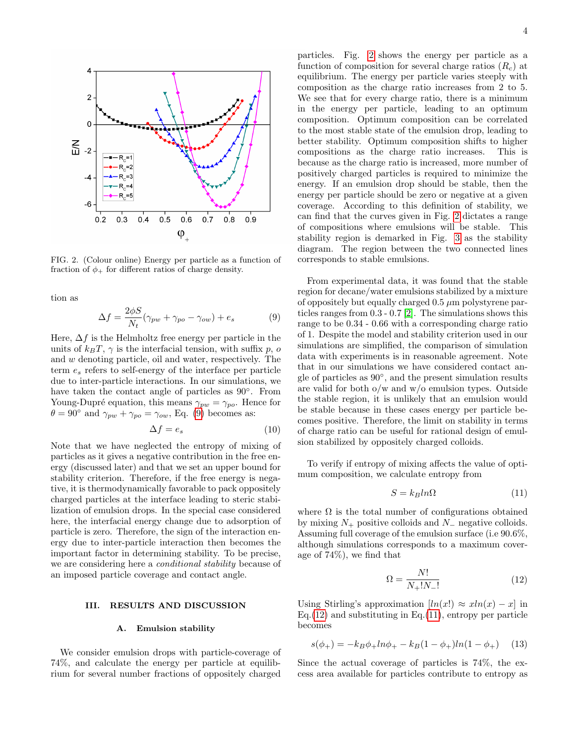FIG. 2. (Colour online) Energy per particle as a function of fraction of $\phi_+$ for different ratios of charge density.

tion as

$$\Delta f = \frac{2\phi S}{N_t}(\gamma_{pw} + \gamma_{po} - \gamma_{ow}) + e_s \tag{9}$$

Here, $\Delta f$ is the Helmholtz free energy per particle in the units of $k_BT$, $\gamma$ is the interfacial tension, with suffix $p$, $o$ and $w$ denoting particle, oil and water, respectively. The term $e_s$ refers to self-energy of the interface per particle due to inter-particle interactions. In our simulations, we have taken the contact angle of particles as 90°. From Young-Dupré equation, this means $\gamma_{pw} = \gamma_{po}$. Hence for $\theta = 90°$ and $\gamma_{pw} + \gamma_{po} = \gamma_{ow}$, Eq. (9) becomes as:

$$\Delta f = e_s \tag{10}$$

Note that we have neglected the entropy of mixing of particles as it gives a negative contribution in the free energy (discussed later) and that we set an upper bound for stability criterion. Therefore, if the free energy is negative, it is thermodynamically favorable to pack oppositely charged particles at the interface leading to steric stabilization of emulsion drops. In the special case considered here, the interfacial energy change due to adsorption of particle is zero. Therefore, the sign of the interaction energy due to inter-particle interaction then becomes the important factor in determining stability. To be precise, we are considering here a *conditional stability* because of an imposed particle coverage and contact angle.

## III. RESULTS AND DISCUSSION

### A. Emulsion stability

We consider emulsion drops with particle-coverage of 74%, and calculate the energy per particle at equilibrium for several number fractions of oppositely charged particles. Fig. 2 shows the energy per particle as a function of composition for several charge ratios ($R_c$) at equilibrium. The energy per particle varies steeply with composition as the charge ratio increases from 2 to 5. We see that for every charge ratio, there is a minimum in the energy per particle, leading to an optimum composition. Optimum composition can be correlated to the most stable state of the emulsion drop, leading to better stability. Optimum composition shifts to higher compositions as the charge ratio increases. This is because as the charge ratio is increased, more number of positively charged particles is required to minimize the energy. If an emulsion drop should be stable, then the energy per particle should be zero or negative at a given coverage. According to this definition of stability, we can find that the curves given in Fig. 2 dictates a range of compositions where emulsions will be stable. This stability region is demarked in Fig. 3 as the stability diagram. The region between the two connected lines corresponds to stable emulsions.

From experimental data, it was found that the stable region for decane/water emulsions stabilized by a mixture of oppositely but equally charged 0.5 $\mu$m polystyrene particles ranges from 0.3 - 0.7 [2]. The simulations shows this range to be 0.34 - 0.66 with a corresponding charge ratio of 1. Despite the model and stability criterion used in our simulations are simplified, the comparison of simulation data with experiments is in reasonable agreement. Note that in our simulations we have considered contact angle of particles as 90°, and the present simulation results are valid for both o/w and w/o emulsion types. Outside the stable region, it is unlikely that an emulsion would be stable because in these cases energy per particle becomes positive. Therefore, the limit on stability in terms of charge ratio can be useful for rational design of emulsion stabilized by oppositely charged colloids.

To verify if entropy of mixing affects the value of optimum composition, we calculate entropy from

$$S = k_B ln\Omega \tag{11}$$

where $\Omega$ is the total number of configurations obtained by mixing $N_+$ positive colloids and $N_-$ negative colloids. Assuming full coverage of the emulsion surface (i.e 90.6%, although simulations corresponds to a maximum coverage of 74%), we find that

$$\Omega = \frac{N!}{N_+!N_-!} \tag{12}$$

Using Stirling's approximation [$ln(x!) \approx xln(x) - x$] in Eq.(12) and substituting in Eq.(11), entropy per particle becomes

$$s(\phi_+) = -k_B\phi_+ ln\phi_+ - k_B(1-\phi_+)ln(1-\phi_+) \tag{13}$$

Since the actual coverage of particles is 74%, the excess area available for particles contribute to entropy as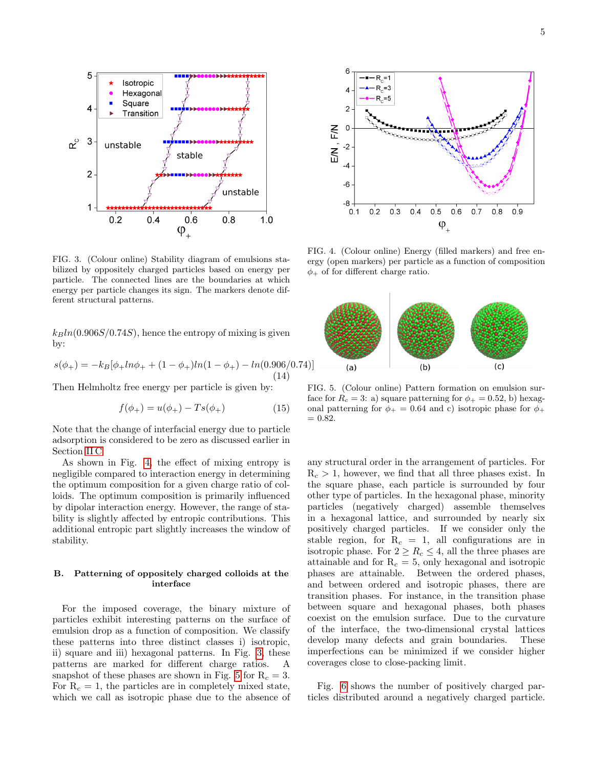FIG. 3. (Colour online) Stability diagram of emulsions stabilized by oppositely charged particles based on energy per particle. The connected lines are the boundaries at which energy per particle changes its sign. The markers denote different structural patterns.

FIG. 4. (Colour online) Energy (filled markers) and free energy (open markers) per particle as a function of composition $\phi_+$ of for different charge ratio.

$k_B ln(0.906S/0.74S)$, hence the entropy of mixing is given by:

$$s(\phi_+) = -k_B[\phi_+ ln\phi_+ + (1-\phi_+)ln(1-\phi_+) - ln(0.906/0.74)] \quad (14)$$

Then Helmholtz free energy per particle is given by:

$$f(\phi_+) = u(\phi_+) - Ts(\phi_+) \quad (15)$$

Note that the change of interfacial energy due to particle adsorption is considered to be zero as discussed earlier in Section II C.

As shown in Fig. 4, the effect of mixing entropy is negligible compared to interaction energy in determining the optimum composition for a given charge ratio of colloids. The optimum composition is primarily influenced by dipolar interaction energy. However, the range of stability is slightly affected by entropic contributions. This additional entropic part slightly increases the window of stability.

## B. Patterning of oppositely charged colloids at the interface

For the imposed coverage, the binary mixture of particles exhibit interesting patterns on the surface of emulsion drop as a function of composition. We classify these patterns into three distinct classes i) isotropic, ii) square and iii) hexagonal patterns. In Fig. 3, these patterns are marked for different charge ratios. A snapshot of these phases are shown in Fig. 5 for $R_c = 3$. For $R_c = 1$, the particles are in completely mixed state, which we call as isotropic phase due to the absence of any structural order in the arrangement of particles. For $R_c > 1$, however, we find that all three phases exist. In the square phase, each particle is surrounded by four other type of particles. In the hexagonal phase, minority particles (negatively charged) assemble themselves in a hexagonal lattice, and surrounded by nearly six positively charged particles. If we consider only the stable region, for $R_c = 1$, all configurations are in isotropic phase. For $2 \geq R_c \leq 4$, all the three phases are attainable and for $R_c = 5$, only hexagonal and isotropic phases are attainable. Between the ordered phases, and between ordered and isotropic phases, there are transition phases. For instance, in the transition phase between square and hexagonal phases, both phases coexist on the emulsion surface. Due to the curvature of the interface, the two-dimensional crystal lattices develop many defects and grain boundaries. These imperfections can be minimized if we consider higher coverages close to close-packing limit.

FIG. 5. (Colour online) Pattern formation on emulsion surface for $R_c = 3$: a) square patterning for $\phi_+ = 0.52$, b) hexagonal patterning for $\phi_+ = 0.64$ and c) isotropic phase for $\phi_+ = 0.82$.

Fig. 6 shows the number of positively charged particles distributed around a negatively charged particle.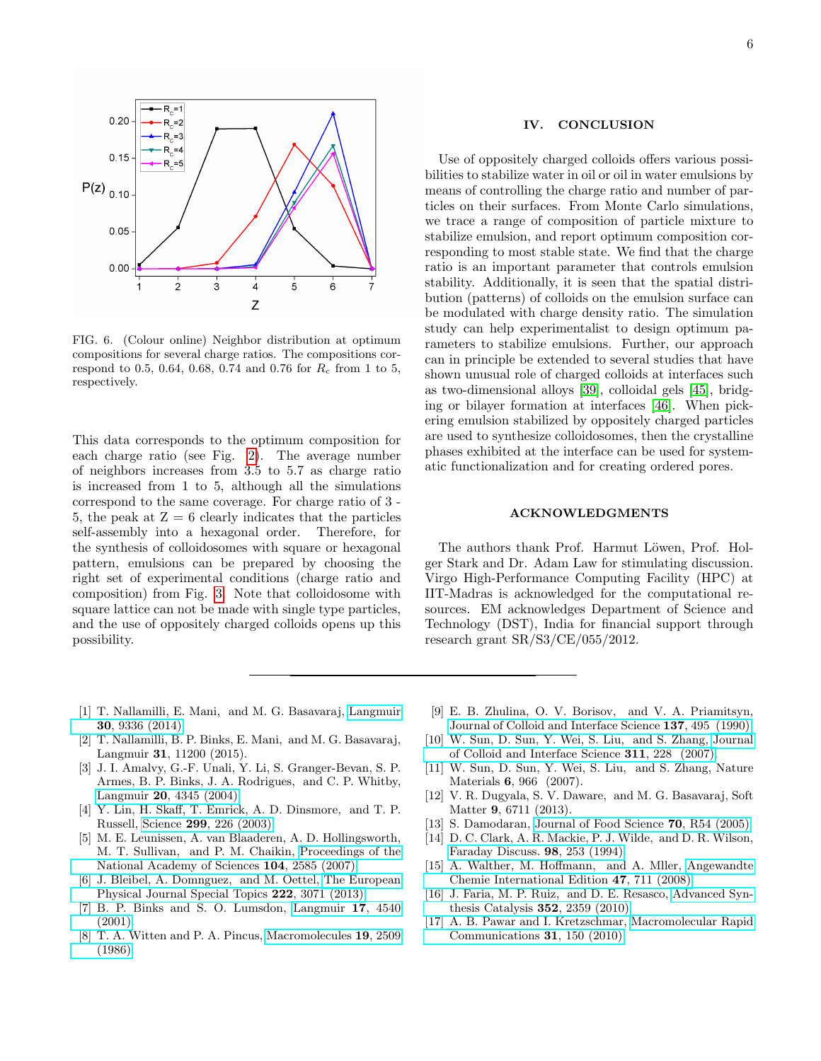FIG. 6. (Colour online) Neighbor distribution at optimum compositions for several charge ratios. The compositions correspond to 0.5, 0.64, 0.68, 0.74 and 0.76 for $R_c$ from 1 to 5, respectively.

This data corresponds to the optimum composition for each charge ratio (see Fig. 2). The average number of neighbors increases from 3.5 to 5.7 as charge ratio is increased from 1 to 5, although all the simulations correspond to the same coverage. For charge ratio of 3 - 5, the peak at Z = 6 clearly indicates that the particles self-assembly into a hexagonal order. Therefore, for the synthesis of colloidosomes with square or hexagonal pattern, emulsions can be prepared by choosing the right set of experimental conditions (charge ratio and composition) from Fig. 3. Note that colloidosome with square lattice can not be made with single type particles, and the use of oppositely charged colloids opens up this possibility.

## IV. CONCLUSION

Use of oppositely charged colloids offers various possibilities to stabilize water in oil or oil in water emulsions by means of controlling the charge ratio and number of particles on their surfaces. From Monte Carlo simulations, we trace a range of composition of particle mixture to stabilize emulsion, and report optimum composition corresponding to most stable state. We find that the charge ratio is an important parameter that controls emulsion stability. Additionally, it is seen that the spatial distribution (patterns) of colloids on the emulsion surface can be modulated with charge density ratio. The simulation study can help experimentalist to design optimum parameters to stabilize emulsions. Further, our approach can in principle be extended to several studies that have shown unusual role of charged colloids at interfaces such as two-dimensional alloys [39], colloidal gels [45], bridging or bilayer formation at interfaces [46]. When pickering emulsion stabilized by oppositely charged particles are used to synthesize colloidosomes, then the crystalline phases exhibited at the interface can be used for systematic functionalization and for creating ordered pores.

## ACKNOWLEDGMENTS

The authors thank Prof. Harmut Löwen, Prof. Holger Stark and Dr. Adam Law for stimulating discussion. Virgo High-Performance Computing Facility (HPC) at IIT-Madras is acknowledged for the computational resources. EM acknowledges Department of Science and Technology (DST), India for financial support through research grant SR/S3/CE/055/2012.

---

[1] T. Nallamilli, E. Mani, and M. G. Basavaraj, Langmuir **30**, 9336 (2014).
[2] T. Nallamilli, B. P. Binks, E. Mani, and M. G. Basavaraj, Langmuir **31**, 11200 (2015).
[3] J. I. Amalvy, G.-F. Unali, Y. Li, S. Granger-Bevan, S. P. Armes, B. P. Binks, J. A. Rodrigues, and C. P. Whitby, Langmuir **20**, 4345 (2004).
[4] Y. Lin, H. Skaff, T. Emrick, A. D. Dinsmore, and T. P. Russell, Science **299**, 226 (2003).
[5] M. E. Leunissen, A. van Blaaderen, A. D. Hollingsworth, M. T. Sullivan, and P. M. Chaikin, Proceedings of the National Academy of Sciences **104**, 2585 (2007).
[6] J. Bleibel, A. Domnguez, and M. Oettel, The European Physical Journal Special Topics **222**, 3071 (2013).
[7] B. P. Binks and S. O. Lumsdon, Langmuir **17**, 4540 (2001).
[8] T. A. Witten and P. A. Pincus, Macromolecules **19**, 2509 (1986).
[9] E. B. Zhulina, O. V. Borisov, and V. A. Priamitsyn, Journal of Colloid and Interface Science **137**, 495 (1990).
[10] W. Sun, D. Sun, Y. Wei, S. Liu, and S. Zhang, Journal of Colloid and Interface Science **311**, 228 (2007).
[11] W. Sun, D. Sun, Y. Wei, S. Liu, and S. Zhang, Nature Materials **6**, 966 (2007).
[12] V. R. Dugyala, S. V. Daware, and M. G. Basavaraj, Soft Matter **9**, 6711 (2013).
[13] S. Damodaran, Journal of Food Science **70**, R54 (2005).
[14] D. C. Clark, A. R. Mackie, P. J. Wilde, and D. R. Wilson, Faraday Discuss. **98**, 253 (1994).
[15] A. Walther, M. Hoffmann, and A. Mller, Angewandte Chemie International Edition **47**, 711 (2008).
[16] J. Faria, M. P. Ruiz, and D. E. Resasco, Advanced Synthesis Catalysis **352**, 2359 (2010).
[17] A. B. Pawar and I. Kretzschmar, Macromolecular Rapid Communications **31**, 150 (2010).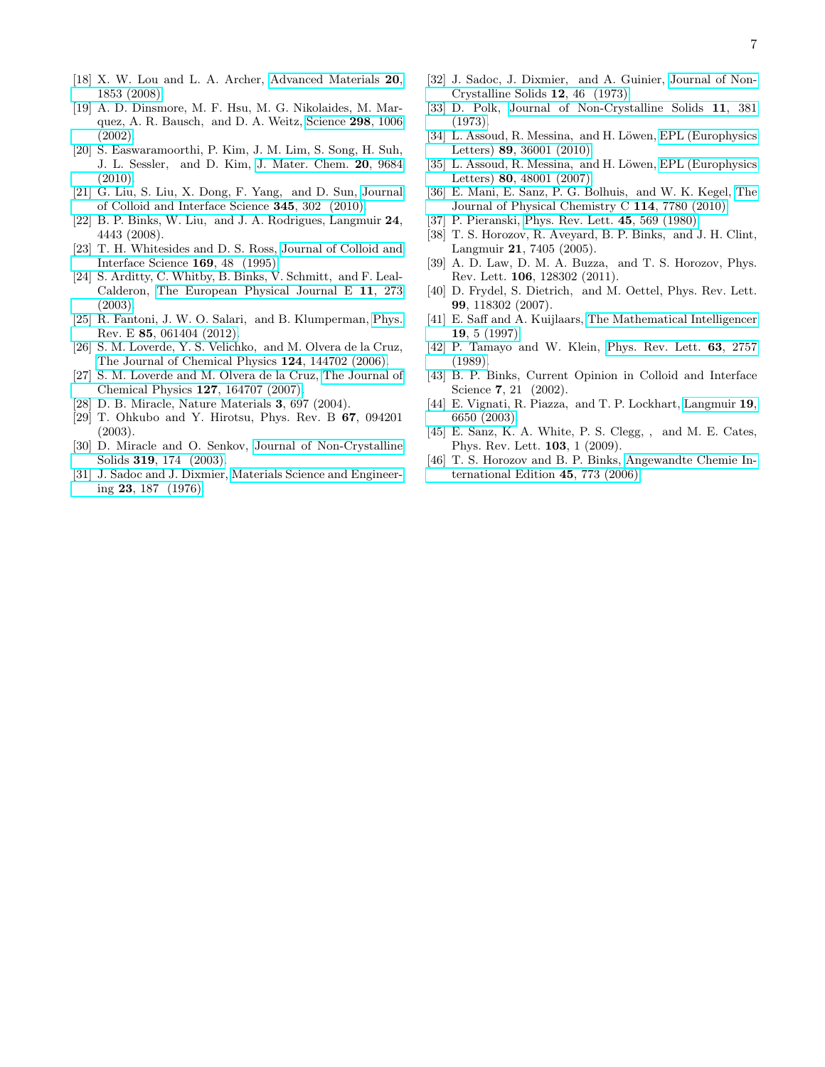[18] X. W. Lou and L. A. Archer, Advanced Materials **20**, 1853 (2008).

[19] A. D. Dinsmore, M. F. Hsu, M. G. Nikolaides, M. Marquez, A. R. Bausch, and D. A. Weitz, Science **298**, 1006 (2002).

[20] S. Easwaramoorthi, P. Kim, J. M. Lim, S. Song, H. Suh, J. L. Sessler, and D. Kim, J. Mater. Chem. **20**, 9684 (2010).

[21] G. Liu, S. Liu, X. Dong, F. Yang, and D. Sun, Journal of Colloid and Interface Science **345**, 302 (2010).

[22] B. P. Binks, W. Liu, and J. A. Rodrigues, Langmuir **24**, 4443 (2008).

[23] T. H. Whitesides and D. S. Ross, Journal of Colloid and Interface Science **169**, 48 (1995).

[24] S. Arditty, C. Whitby, B. Binks, V. Schmitt, and F. Leal-Calderon, The European Physical Journal E **11**, 273 (2003).

[25] R. Fantoni, J. W. O. Salari, and B. Klumperman, Phys. Rev. E **85**, 061404 (2012).

[26] S. M. Loverde, Y. S. Velichko, and M. Olvera de la Cruz, The Journal of Chemical Physics **124**, 144702 (2006).

[27] S. M. Loverde and M. Olvera de la Cruz, The Journal of Chemical Physics **127**, 164707 (2007).

[28] D. B. Miracle, Nature Materials **3**, 697 (2004).

[29] T. Ohkubo and Y. Hirotsu, Phys. Rev. B **67**, 094201 (2003).

[30] D. Miracle and O. Senkov, Journal of Non-Crystalline Solids **319**, 174 (2003).

[31] J. Sadoc and J. Dixmier, Materials Science and Engineering **23**, 187 (1976).

[32] J. Sadoc, J. Dixmier, and A. Guinier, Journal of Non-Crystalline Solids **12**, 46 (1973).

[33] D. Polk, Journal of Non-Crystalline Solids **11**, 381 (1973).

[34] L. Assoud, R. Messina, and H. Löwen, EPL (Europhysics Letters) **89**, 36001 (2010).

[35] L. Assoud, R. Messina, and H. Löwen, EPL (Europhysics Letters) **80**, 48001 (2007).

[36] E. Mani, E. Sanz, P. G. Bolhuis, and W. K. Kegel, The Journal of Physical Chemistry C **114**, 7780 (2010).

[37] P. Pieranski, Phys. Rev. Lett. **45**, 569 (1980).

[38] T. S. Horozov, R. Aveyard, B. P. Binks, and J. H. Clint, Langmuir **21**, 7405 (2005).

[39] A. D. Law, D. M. A. Buzza, and T. S. Horozov, Phys. Rev. Lett. **106**, 128302 (2011).

[40] D. Frydel, S. Dietrich, and M. Oettel, Phys. Rev. Lett. **99**, 118302 (2007).

[41] E. Saff and A. Kuijlaars, The Mathematical Intelligencer **19**, 5 (1997).

[42] P. Tamayo and W. Klein, Phys. Rev. Lett. **63**, 2757 (1989).

[43] B. P. Binks, Current Opinion in Colloid and Interface Science **7**, 21 (2002).

[44] E. Vignati, R. Piazza, and T. P. Lockhart, Langmuir **19**, 6650 (2003).

[45] E. Sanz, K. A. White, P. S. Clegg, , and M. E. Cates, Phys. Rev. Lett. **103**, 1 (2009).

[46] T. S. Horozov and B. P. Binks, Angewandte Chemie International Edition **45**, 773 (2006).